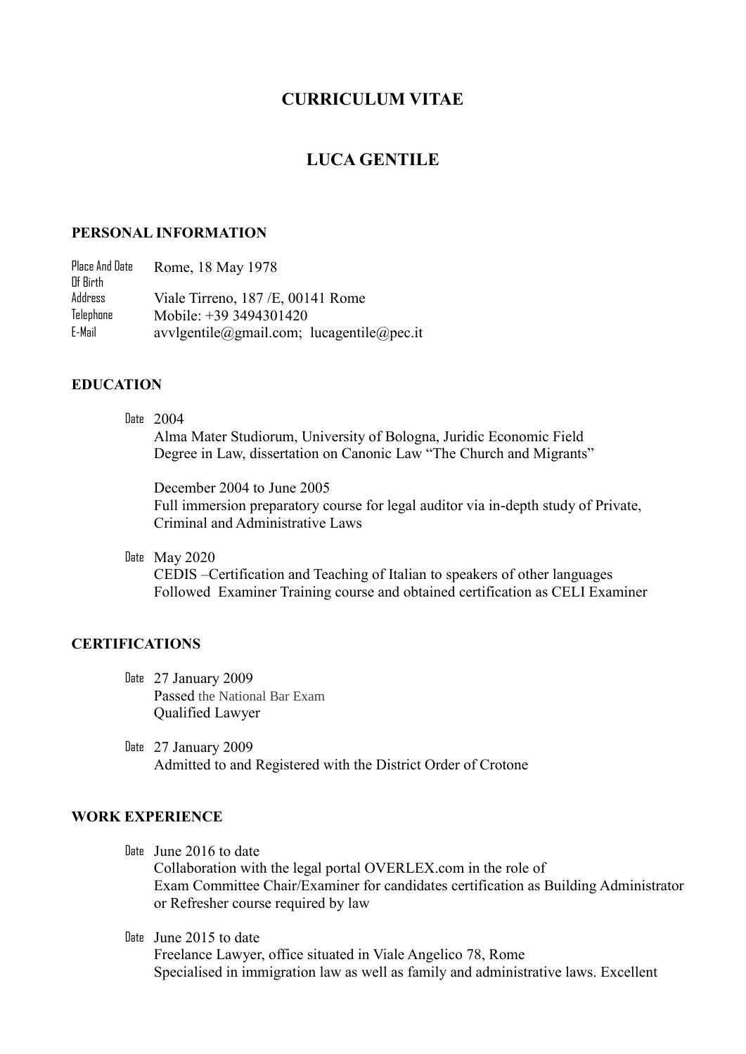# CURRICULUM VITAE

# LUCA GENTILE

## PERSONAL INFORMATION

| | |
|---|---|
| Place And Date Of Birth | Rome, 18 May 1978 |
| Address | Viale Tirreno, 187 /E, 00141 Rome |
| Telephone | Mobile: +39 3494301420 |
| E-Mail | avvlgentile@gmail.com; lucagentile@pec.it |

## EDUCATION

Date 2004
Alma Mater Studiorum, University of Bologna, Juridic Economic Field
Degree in Law, dissertation on Canonic Law "The Church and Migrants"

December 2004 to June 2005
Full immersion preparatory course for legal auditor via in-depth study of Private, Criminal and Administrative Laws

Date May 2020
CEDIS –Certification and Teaching of Italian to speakers of other languages
Followed Examiner Training course and obtained certification as CELI Examiner

## CERTIFICATIONS

Date 27 January 2009
Passed the National Bar Exam
Qualified Lawyer

Date 27 January 2009
Admitted to and Registered with the District Order of Crotone

## WORK EXPERIENCE

Date June 2016 to date
Collaboration with the legal portal OVERLEX.com in the role of
Exam Committee Chair/Examiner for candidates certification as Building Administrator or Refresher course required by law

Date June 2015 to date
Freelance Lawyer, office situated in Viale Angelico 78, Rome
Specialised in immigration law as well as family and administrative laws. Excellent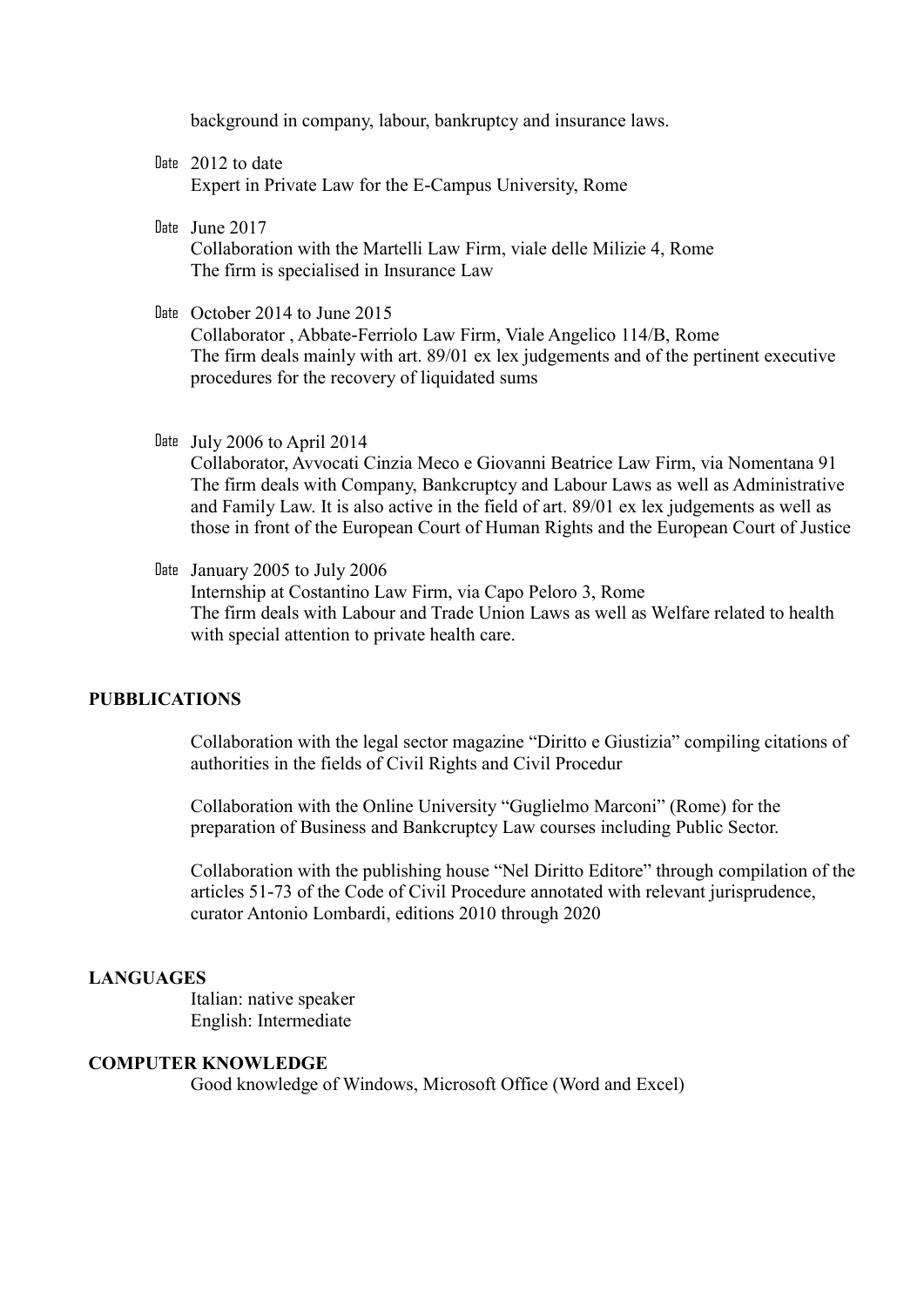background in company, labour, bankruptcy and insurance laws.

Date 2012 to date
Expert in Private Law for the E-Campus University, Rome

Date June 2017
Collaboration with the Martelli Law Firm, viale delle Milizie 4, Rome
The firm is specialised in Insurance Law

Date October 2014 to June 2015
Collaborator , Abbate-Ferriolo Law Firm, Viale Angelico 114/B, Rome
The firm deals mainly with art. 89/01 ex lex judgements and of the pertinent executive procedures for the recovery of liquidated sums

Date July 2006 to April 2014
Collaborator, Avvocati Cinzia Meco e Giovanni Beatrice Law Firm, via Nomentana 91
The firm deals with Company, Bankcruptcy and Labour Laws as well as Administrative and Family Law. It is also active in the field of art. 89/01 ex lex judgements as well as those in front of the European Court of Human Rights and the European Court of Justice

Date January 2005 to July 2006
Internship at Costantino Law Firm, via Capo Peloro 3, Rome
The firm deals with Labour and Trade Union Laws as well as Welfare related to health with special attention to private health care.

**PUBBLICATIONS**

Collaboration with the legal sector magazine "Diritto e Giustizia" compiling citations of authorities in the fields of Civil Rights and Civil Procedur

Collaboration with the Online University "Guglielmo Marconi" (Rome) for the preparation of Business and Bankcruptcy Law courses including Public Sector.

Collaboration with the publishing house "Nel Diritto Editore" through compilation of the articles 51-73 of the Code of Civil Procedure annotated with relevant jurisprudence, curator Antonio Lombardi, editions 2010 through 2020

**LANGUAGES**

Italian: native speaker
English: Intermediate

**COMPUTER KNOWLEDGE**

Good knowledge of Windows, Microsoft Office (Word and Excel)